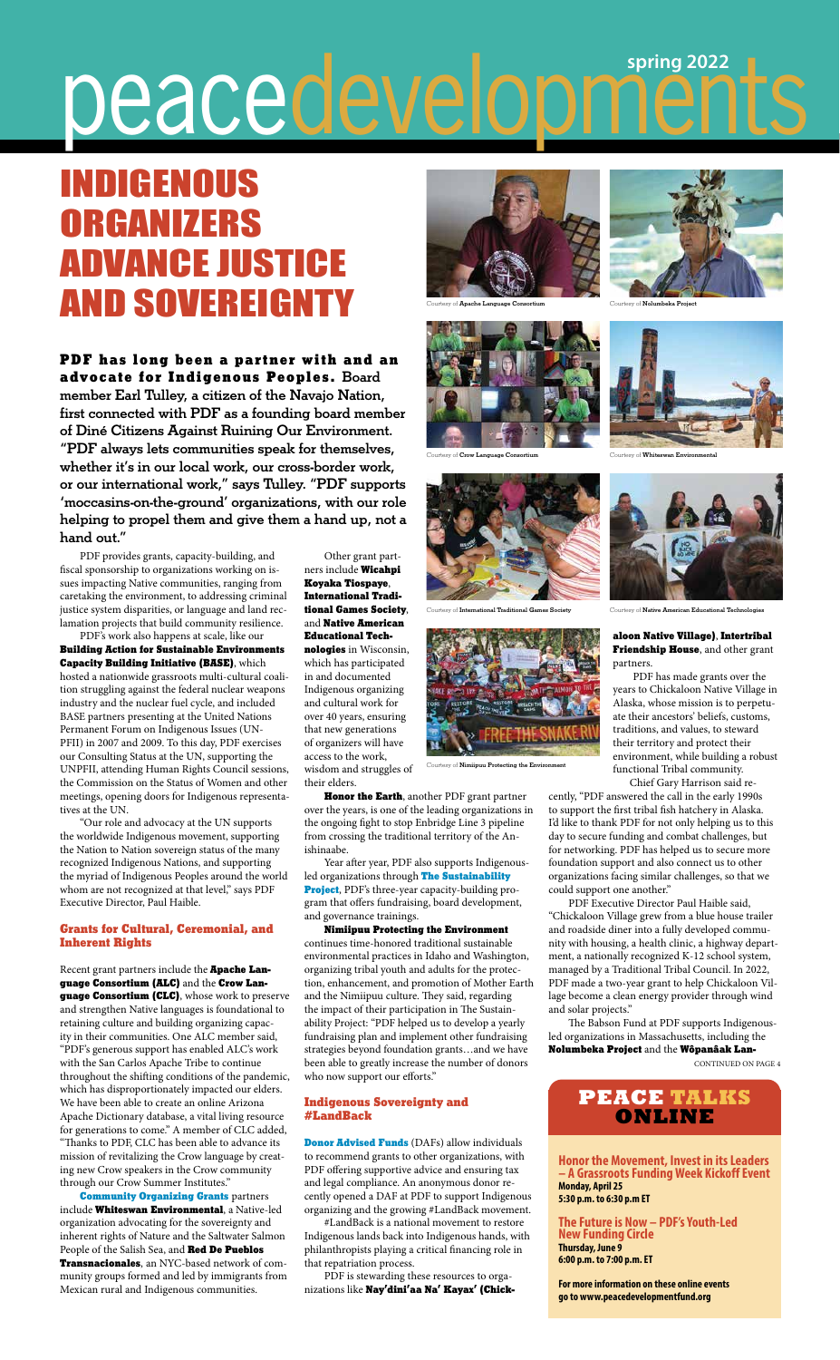# peacedevelopments

spring 2022

# INDIGENOUS ORGANIZERS ADVANCE JUSTICE AND SOVEREIGNTY

**PDF has long been a partner with and an advocate for Indigenous Peoples. Board member Earl Tulley, a citizen of the Navajo Nation, first connected with PDF as a founding board member of Diné Citizens Against Ruining Our Environment. "PDF always lets communities speak for themselves, whether it's in our local work, our cross-border work, or our international work," says Tulley. "PDF supports 'moccasins-on-the-ground' organizations, with our role helping to propel them and give them a hand up, not a hand out."**

PDF provides grants, capacity-building, and fiscal sponsorship to organizations working on issues impacting Native communities, ranging from caretaking the environment, to addressing criminal justice system disparities, or language and land reclamation projects that build community resilience.

PDF's work also happens at scale, like our **Building Action for Sustainable Environments Capacity Building Initiative (BASE)**, which hosted a nationwide grassroots multi-cultural coalition struggling against the federal nuclear weapons industry and the nuclear fuel cycle, and included BASE partners presenting at the United Nations Permanent Forum on Indigenous Issues (UNPFII) in 2007 and 2009. To this day, PDF exercises our Consulting Status at the UN, supporting the UNPFII, attending Human Rights Council sessions, the Commission on the Status of Women and other meetings, opening doors for Indigenous representatives at the UN.

"Our role and advocacy at the UN supports the worldwide Indigenous movement, supporting the Nation to Nation sovereign status of the many recognized Indigenous Nations, and supporting the myriad of Indigenous Peoples around the world whom are not recognized at that level," says PDF Executive Director, Paul Haible.

### Grants for Cultural, Ceremonial, and Inherent Rights

Recent grant partners include the **Apache Language Consortium (ALC)** and the **Crow Language Consortium (CLC)**, whose work to preserve and strengthen Native languages is foundational to retaining culture and building organizing capacity in their communities. One ALC member said, "PDF's generous support has enabled ALC's work with the San Carlos Apache Tribe to continue throughout the shifting conditions of the pandemic, which has disproportionately impacted our elders. We have been able to create an online Arizona Apache Dictionary database, a vital living resource for generations to come." A member of CLC added, "Thanks to PDF, CLC has been able to advance its mission of revitalizing the Crow language by creating new Crow speakers in the Crow community through our Crow Summer Institutes."

**Community Organizing Grants** partners include **Whiteswan Environmental**, a Native-led organization advocating for the sovereignty and inherent rights of Nature and the Saltwater Salmon People of the Salish Sea, and **Red De Pueblos Transnacionales**, an NYC-based network of community groups formed and led by immigrants from Mexican rural and Indigenous communities.

Other grant partners include **Wicahpi Koyaka Tiospaye**, **International Traditional Games Society**, and **Native American Educational Technologies** in Wisconsin, which has participated in and documented Indigenous organizing and cultural work for over 40 years, ensuring that new generations of organizers will have access to the work, wisdom and struggles of their elders.

**Honor the Earth**, another PDF grant partner over the years, is one of the leading organizations in the ongoing fight to stop Enbridge Line 3 pipeline from crossing the traditional territory of the Anishinaabe.

Year after year, PDF also supports Indigenous-led organizations through **The Sustainability Project**, PDF's three-year capacity-building program that offers fundraising, board development, and governance trainings.

**Nimiipuu Protecting the Environment** continues time-honored traditional sustainable environmental practices in Idaho and Washington, organizing tribal youth and adults for the protection, enhancement, and promotion of Mother Earth and the Nimiipuu culture. They said, regarding the impact of their participation in The Sustainability Project: "PDF helped us to develop a yearly fundraising plan and implement other fundraising strategies beyond foundation grants…and we have been able to greatly increase the number of donors who now support our efforts."

### Indigenous Sovereignty and #LandBack

**Donor Advised Funds** (DAFs) allow individuals to recommend grants to other organizations, with PDF offering supportive advice and ensuring tax and legal compliance. An anonymous donor recently opened a DAF at PDF to support Indigenous organizing and the growing #LandBack movement.

#LandBack is a national movement to restore Indigenous lands back into Indigenous hands, with philanthropists playing a critical financing role in that repatriation process.

PDF is stewarding these resources to organizations like **Nay'dini'aa Na' Kayax' (Chickaloon Native Village)**, **Intertribal Friendship House**, and other grant partners.

PDF has made grants over the years to Chickaloon Native Village in Alaska, whose mission is to perpetuate their ancestors' beliefs, customs, traditions, and values, to steward their territory and protect their environment, while building a robust functional Tribal community.

Chief Gary Harrison said recently, "PDF answered the call in the early 1990s to support the first tribal fish hatchery in Alaska. I'd like to thank PDF for not only helping us to this day to secure funding and combat challenges, but for networking. PDF has helped us to secure more foundation support and also connect us to other organizations facing similar challenges, so that we could support one another."

PDF Executive Director Paul Haible said, "Chickaloon Village grew from a blue house trailer and roadside diner into a fully developed community with housing, a health clinic, a highway department, a nationally recognized K-12 school system, managed by a Traditional Tribal Council. In 2022, PDF made a two-year grant to help Chickaloon Village become a clean energy provider through wind and solar projects."

The Babson Fund at PDF supports Indigenous-led organizations in Massachusetts, including the **Nolumbeka Project** and the **Wôpanâak Lan-**

CONTINUED ON PAGE 4

Courtesy of Apache Language Consortium

Courtesy of Nolumbeka Project

Courtesy of Crow Language Consortium

Courtesy of Whiteswan Environmental

Courtesy of International Traditional Games Society

Courtesy of Native American Educational Technologies

Courtesy of Nimiipuu Protecting the Environment

## PEACE TALKS ONLINE

**Honor the Movement, Invest in its Leaders – A Grassroots Funding Week Kickoff Event**
Monday, April 25
5:30 p.m. to 6:30 p.m ET

**The Future is Now – PDF's Youth-Led New Funding Circle**
Thursday, June 9
6:00 p.m. to 7:00 p.m. ET

For more information on these online events go to www.peacedevelopmentfund.org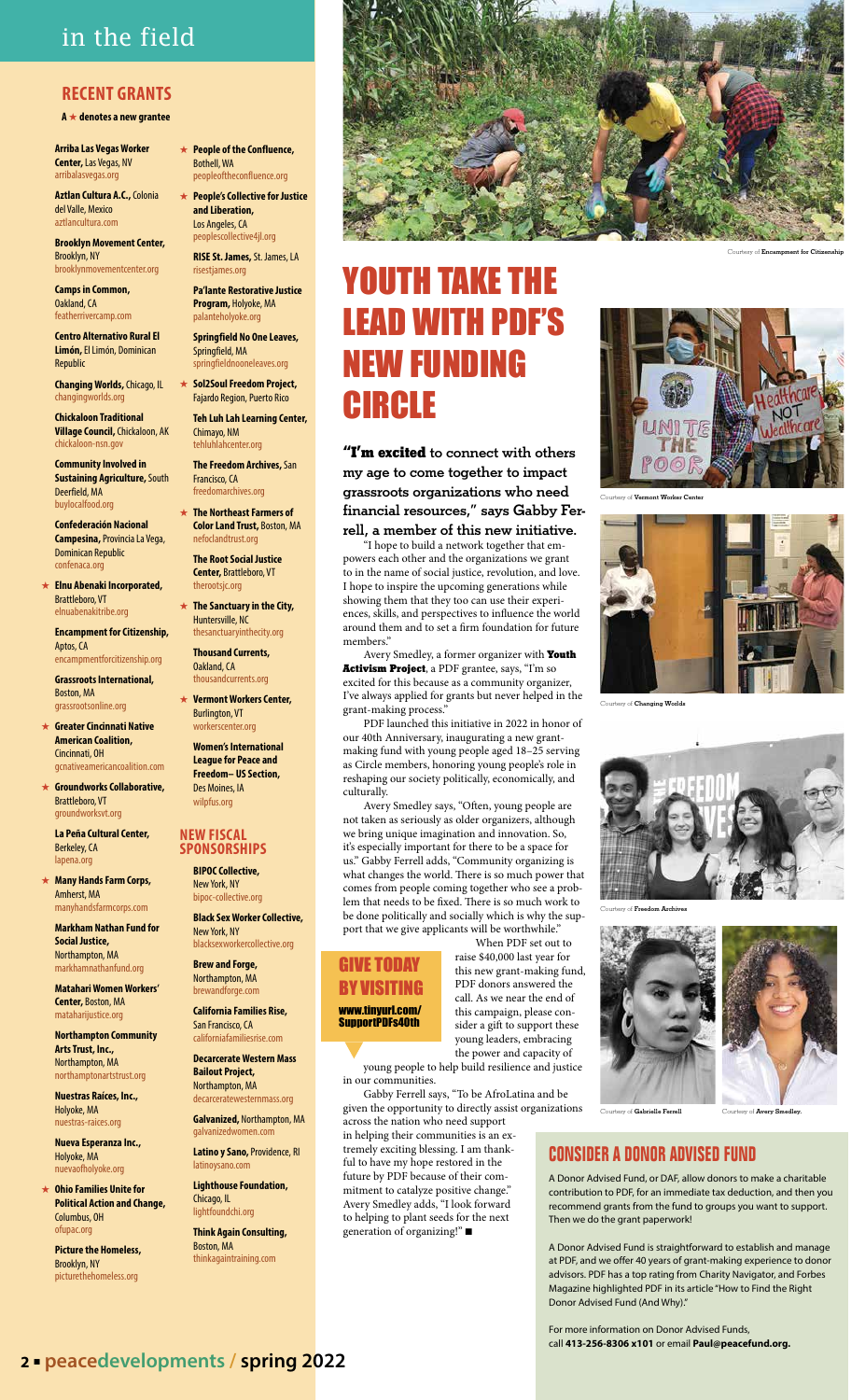# in the field

## RECENT GRANTS

**A ★ denotes a new grantee**

**Arriba Las Vegas Worker Center,** Las Vegas, NV
arribalasvegas.org

**Aztlan Cultura A.C.,** Colonia del Valle, Mexico
aztlancultura.com

**Brooklyn Movement Center,** Brooklyn, NY
brooklynmovementcenter.org

**Camps in Common,** Oakland, CA
featherrivercamp.com

**Centro Alternativo Rural El Limón,** El Limón, Dominican Republic

**Changing Worlds,** Chicago, IL
changingworlds.org

**Chickaloon Traditional Village Council,** Chickaloon, AK
chickaloon-nsn.gov

**Community Involved in Sustaining Agriculture,** South Deerfield, MA
buylocalfood.org

**Confederación Nacional Campesina,** Provincia La Vega, Dominican Republic
confenaca.org

★ **Elnu Abenaki Incorporated,** Brattleboro, VT
elnuabenakitribe.org

**Encampment for Citizenship,** Aptos, CA
encampmentforcitizenship.org

**Grassroots International,** Boston, MA
grassrootsonline.org

★ **Greater Cincinnati Native American Coalition,** Cincinnati, OH
gcnativeamericancoalition.com

★ **Groundworks Collaborative,** Brattleboro, VT
groundworksvt.org

**La Peña Cultural Center,** Berkeley, CA
lapena.org

★ **Many Hands Farm Corps,** Amherst, MA
manyhandsfarmcorps.com

**Markham Nathan Fund for Social Justice,** Northampton, MA
markhamnathanfund.org

**Matahari Women Workers' Center,** Boston, MA
mataharijustice.org

**Northampton Community Arts Trust, Inc.,** Northampton, MA
northamptonartstrust.org

**Nuestras Raíces, Inc.,** Holyoke, MA
nuestras-raices.org

**Nueva Esperanza Inc.,** Holyoke, MA
nuevaofholyoke.org

★ **Ohio Families Unite for Political Action and Change,** Columbus, OH
ofupac.org

**Picture the Homeless,** Brooklyn, NY
picturethehomeless.org

★ **People of the Confluence,** Bothell, WA
peopleoftheconfluence.org

★ **People's Collective for Justice and Liberation,** Los Angeles, CA
peoplescollective4jl.org

**RISE St. James,** St. James, LA
risestjames.org

**Pa'lante Restorative Justice Program,** Holyoke, MA
palanteholyoke.org

**Springfield No One Leaves,** Springfield, MA
springfieldnooneleaves.org

★ **Sol2Soul Freedom Project,** Fajardo Region, Puerto Rico

**Teh Luh Lah Learning Center,** Chimayo, NM
tehluhlahcenter.org

**The Freedom Archives,** San Francisco, CA
freedomarchives.org

★ **The Northeast Farmers of Color Land Trust,** Boston, MA
nefoclandtrust.org

**The Root Social Justice Center,** Brattleboro, VT
therootsjc.org

★ **The Sanctuary in the City,** Huntersville, NC
thesanctuaryinthecity.org

**Thousand Currents,** Oakland, CA
thousandcurrents.org

★ **Vermont Workers Center,** Burlington, VT
workerscenter.org

**Women's International League for Peace and Freedom– US Section,** Des Moines, IA
wilpfus.org

## NEW FISCAL SPONSORSHIPS

**BIPOC Collective,** New York, NY
bipoc-collective.org

**Black Sex Worker Collective,** New York, NY
blacksexworkercollective.org

**Brew and Forge,** Northampton, MA
brewandforge.com

**California Families Rise,** San Francisco, CA
californiafamiliesrise.com

**Decarcerate Western Mass Bailout Project,** Northampton, MA
decarceratewesternmass.org

**Galvanized,** Northampton, MA
galvanizedwomen.com

**Latino y Sano,** Providence, RI
latinoysano.com

**Lighthouse Foundation,** Chicago, IL
lightfoundchi.org

**Think Again Consulting,** Boston, MA
thinkagaintraining.com

Courtesy of Encampment for Citizenship

# YOUTH TAKE THE LEAD WITH PDF'S NEW FUNDING CIRCLE

**"I'm excited to connect with others my age to come together to impact grassroots organizations who need financial resources," says Gabby Ferrell, a member of this new initiative.**

"I hope to build a network together that empowers each other and the organizations we grant to in the name of social justice, revolution, and love. I hope to inspire the upcoming generations while showing them that they too can use their experiences, skills, and perspectives to influence the world around them and to set a firm foundation for future members."

Avery Smedley, a former organizer with **Youth Activism Project**, a PDF grantee, says, "I'm so excited for this because as a community organizer, I've always applied for grants but never helped in the grant-making process."

PDF launched this initiative in 2022 in honor of our 40th Anniversary, inaugurating a new grant-making fund with young people aged 18–25 serving as Circle members, honoring young people's role in reshaping our society politically, economically, and culturally.

Avery Smedley says, "Often, young people are not taken as seriously as older organizers, although we bring unique imagination and innovation. So, it's especially important for there to be a space for us." Gabby Ferrell adds, "Community organizing is what changes the world. There is so much power that comes from people coming together who see a problem that needs to be fixed. There is so much work to be done politically and socially which is why the support that we give applicants will be worthwhile."

When PDF set out to raise $40,000 last year for this new grant-making fund, PDF donors answered the call. As we near the end of this campaign, please consider a gift to support these young leaders, embracing the power and capacity of young people to help build resilience and justice in our communities.

Gabby Ferrell says, "To be AfroLatina and be given the opportunity to directly assist organizations across the nation who need support in helping their communities is an extremely exciting blessing. I am thankful to have my hope restored in the future by PDF because of their commitment to catalyze positive change." Avery Smedley adds, "I look forward to helping to plant seeds for the next generation of organizing!" ■

**GIVE TODAY BY VISITING**
**www.tinyurl.com/SupportPDFs40th**

Courtesy of Vermont Worker Center

Courtesy of Changing Worlds

Courtesy of Freedom Archives

Courtesy of Gabrielle Ferrell

Courtesy of Avery Smedley.

## CONSIDER A DONOR ADVISED FUND

A Donor Advised Fund, or DAF, allow donors to make a charitable contribution to PDF, for an immediate tax deduction, and then you recommend grants from the fund to groups you want to support. Then we do the grant paperwork!

A Donor Advised Fund is straightforward to establish and manage at PDF, and we offer 40 years of grant-making experience to donor advisors. PDF has a top rating from Charity Navigator, and Forbes Magazine highlighted PDF in its article "How to Find the Right Donor Advised Fund (And Why)."

For more information on Donor Advised Funds, call **413-256-8306 x101** or email **Paul@peacefund.org.**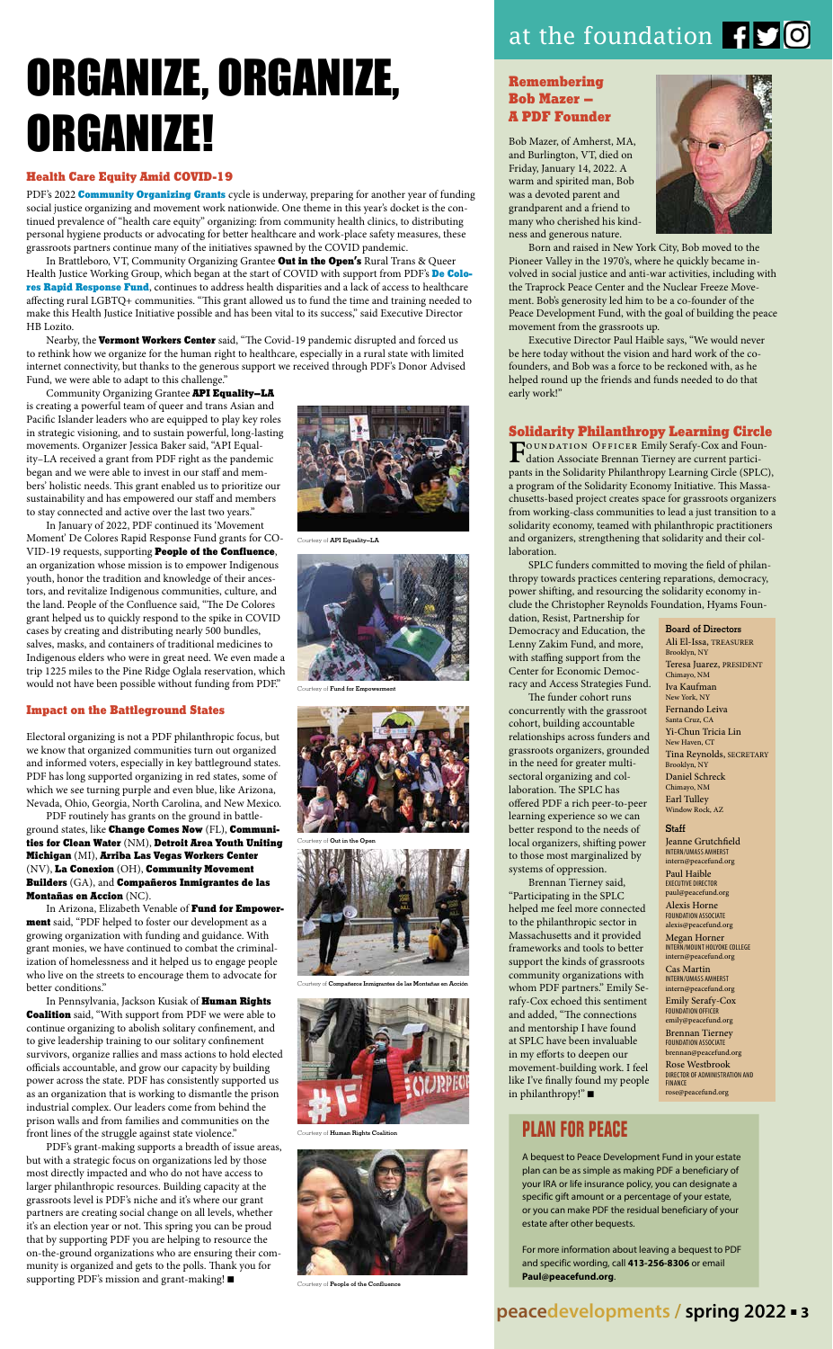# ORGANIZE, ORGANIZE, ORGANIZE!

### Health Care Equity Amid COVID-19

PDF's 2022 **Community Organizing Grants** cycle is underway, preparing for another year of funding social justice organizing and movement work nationwide. One theme in this year's docket is the continued prevalence of "health care equity" organizing: from community health clinics, to distributing personal hygiene products or advocating for better healthcare and work-place safety measures, these grassroots partners continue many of the initiatives spawned by the COVID pandemic.

In Brattleboro, VT, Community Organizing Grantee **Out in the Open's** Rural Trans & Queer Health Justice Working Group, which began at the start of COVID with support from PDF's **De Colores Rapid Response Fund**, continues to address health disparities and a lack of access to healthcare affecting rural LGBTQ+ communities. "This grant allowed us to fund the time and training needed to make this Health Justice Initiative possible and has been vital to its success," said Executive Director HB Lozito.

Nearby, the **Vermont Workers Center** said, "The Covid-19 pandemic disrupted and forced us to rethink how we organize for the human right to healthcare, especially in a rural state with limited internet connectivity, but thanks to the generous support we received through PDF's Donor Advised Fund, we were able to adapt to this challenge."

Community Organizing Grantee **API Equality–LA** is creating a powerful team of queer and trans Asian and Pacific Islander leaders who are equipped to play key roles in strategic visioning, and to sustain powerful, long-lasting movements. Organizer Jessica Baker said, "API Equality–LA received a grant from PDF right as the pandemic began and we were able to invest in our staff and members' holistic needs. This grant enabled us to prioritize our sustainability and has empowered our staff and members to stay connected and active over the last two years."

In January of 2022, PDF continued its 'Movement Moment' De Colores Rapid Response Fund grants for COVID-19 requests, supporting **People of the Confluence**, an organization whose mission is to empower Indigenous youth, honor the tradition and knowledge of their ancestors, and revitalize Indigenous communities, culture, and the land. People of the Confluence said, "The De Colores grant helped us to quickly respond to the spike in COVID cases by creating and distributing nearly 500 bundles, salves, masks, and containers of traditional medicines to Indigenous elders who were in great need. We even made a trip 1225 miles to the Pine Ridge Oglala reservation, which would not have been possible without funding from PDF."

Courtesy of **API Equality–LA**

Courtesy of **Fund for Empowerment**

Courtesy of **Out in the Open**

Courtesy of **Compañeros Inmigrantes de las Montañas en Acción**

Courtesy of **Human Rights Coalition**

Courtesy of **People of the Confluence**

### Impact on the Battleground States

Electoral organizing is not a PDF philanthropic focus, but we know that organized communities turn out organized and informed voters, especially in key battleground states. PDF has long supported organizing in red states, some of which we see turning purple and even blue, like Arizona, Nevada, Ohio, Georgia, North Carolina, and New Mexico.

PDF routinely has grants on the ground in battleground states, like **Change Comes Now** (FL), **Communities for Clean Water** (NM), **Detroit Area Youth Uniting Michigan** (MI), **Arriba Las Vegas Workers Center** (NV), **La Conexion** (OH), **Community Movement Builders** (GA), and **Compañeros Inmigrantes de las Montañas en Accion** (NC).

In Arizona, Elizabeth Venable of **Fund for Empowerment** said, "PDF helped to foster our development as a growing organization with funding and guidance. With grant monies, we have continued to combat the criminalization of homelessness and it helped us to engage people who live on the streets to encourage them to advocate for better conditions."

In Pennsylvania, Jackson Kusiak of **Human Rights Coalition** said, "With support from PDF we were able to continue organizing to abolish solitary confinement, and to give leadership training to our solitary confinement survivors, organize rallies and mass actions to hold elected officials accountable, and grow our capacity by building power across the state. PDF has consistently supported us as an organization that is working to dismantle the prison industrial complex. Our leaders come from behind the prison walls and from families and communities on the front lines of the struggle against state violence."

PDF's grant-making supports a breadth of issue areas, but with a strategic focus on organizations led by those most directly impacted and who do not have access to larger philanthropic resources. Building capacity at the grassroots level is PDF's niche and it's where our grant partners are creating social change on all levels, whether it's an election year or not. This spring you can be proud that by supporting PDF you are helping to resource the on-the-ground organizations who are ensuring their community is organized and gets to the polls. Thank you for supporting PDF's mission and grant-making! ■

## at the foundation

### Remembering Bob Mazer – A PDF Founder

Bob Mazer, of Amherst, MA, and Burlington, VT, died on Friday, January 14, 2022. A warm and spirited man, Bob was a devoted parent and grandparent and a friend to many who cherished his kindness and generous nature.

Born and raised in New York City, Bob moved to the Pioneer Valley in the 1970's, where he quickly became involved in social justice and anti-war activities, including with the Traprock Peace Center and the Nuclear Freeze Movement. Bob's generosity led him to be a co-founder of the Peace Development Fund, with the goal of building the peace movement from the grassroots up.

Executive Director Paul Haible says, "We would never be here today without the vision and hard work of the co-founders, and Bob was a force to be reckoned with, as he helped round up the friends and funds needed to do that early work!"

### Solidarity Philanthropy Learning Circle

Foundation Officer Emily Serafy-Cox and Foundation Associate Brennan Tierney are current participants in the Solidarity Philanthropy Learning Circle (SPLC), a program of the Solidarity Economy Initiative. This Massachusetts-based project creates space for grassroots organizers from working-class communities to lead a just transition to a solidarity economy, teamed with philanthropic practitioners and organizers, strengthening that solidarity and their collaboration.

SPLC funders committed to moving the field of philanthropy towards practices centering reparations, democracy, power shifting, and resourcing the solidarity economy include the Christopher Reynolds Foundation, Hyams Foundation, Resist, Partnership for Democracy and Education, the Lenny Zakim Fund, and more, with staffing support from the Center for Economic Democracy and Access Strategies Fund.

The funder cohort runs concurrently with the grassroot cohort, building accountable relationships across funders and grassroots organizers, grounded in the need for greater multi-sectoral organizing and collaboration. The SPLC has offered PDF a rich peer-to-peer learning experience so we can better respond to the needs of local organizers, shifting power to those most marginalized by systems of oppression.

Brennan Tierney said, "Participating in the SPLC helped me feel more connected to the philanthropic sector in Massachusetts and it provided frameworks and tools to better support the kinds of grassroots community organizations with whom PDF partners." Emily Serafy-Cox echoed this sentiment and added, "The connections and mentorship I have found at SPLC have been invaluable in my efforts to deepen our movement-building work. I feel like I've finally found my people in philanthropy!" ■

**Board of Directors**

Ali El-Issa, TREASURER
Brooklyn, NY

Teresa Juarez, PRESIDENT
Chimayo, NM

Iva Kaufman
New York, NY

Fernando Leiva
Santa Cruz, CA

Yi-Chun Tricia Lin
New Haven, CT

Tina Reynolds, SECRETARY
Brooklyn, NY

Daniel Schreck
Chimayo, NM

Earl Tulley
Window Rock, AZ

**Staff**

Jeanne Grutchfield
INTERN/UMASS AMHERST
intern@peacefund.org

Paul Haible
EXECUTIVE DIRECTOR
paul@peacefund.org

Alexis Horne
FOUNDATION ASSOCIATE
alexis@peacefund.org

Megan Horner
INTERN/MOUNT HOLYOKE COLLEGE
intern@peacefund.org

Cas Martin
INTERN/UMASS AMHERST
intern@peacefund.org

Emily Serafy-Cox
FOUNDATION OFFICER
emily@peacefund.org

Brennan Tierney
FOUNDATION ASSOCIATE
brennan@peacefund.org

Rose Westbrook
DIRECTOR OF ADMINISTRATION AND FINANCE
rose@peacefund.org

## PLAN FOR PEACE

A bequest to Peace Development Fund in your estate plan can be as simple as making PDF a beneficiary of your IRA or life insurance policy, you can designate a specific gift amount or a percentage of your estate, or you can make PDF the residual beneficiary of your estate after other bequests.

For more information about leaving a bequest to PDF and specific wording, call **413-256-8306** or email **Paul@peacefund.org**.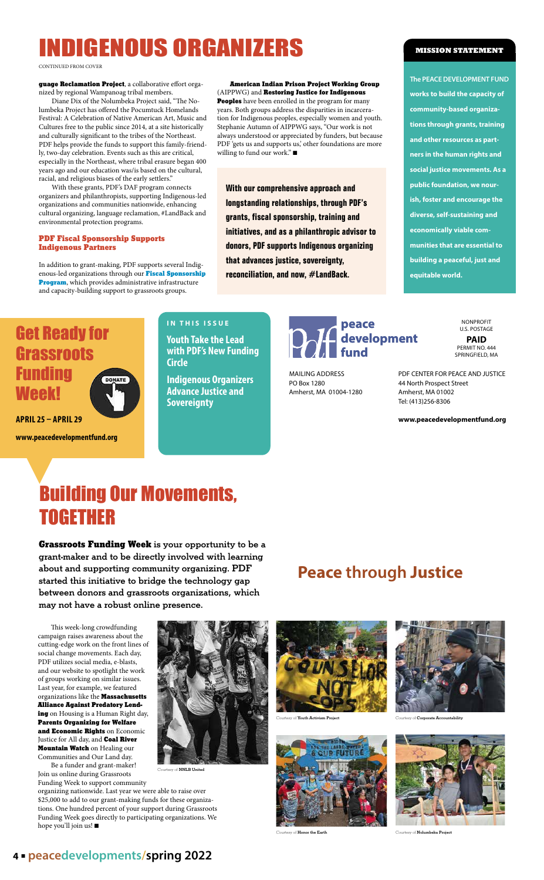# INDIGENOUS ORGANIZERS

CONTINUED FROM COVER

**guage Reclamation Project**, a collaborative effort organized by regional Wampanoag tribal members.

Diane Dix of the Nolumbeka Project said, "The Nolumbeka Project has offered the Pocumtuck Homelands Festival: A Celebration of Native American Art, Music and Cultures free to the public since 2014, at a site historically and culturally significant to the tribes of the Northeast. PDF helps provide the funds to support this family-friendly, two-day celebration. Events such as this are critical, especially in the Northeast, where tribal erasure began 400 years ago and our education was/is based on the cultural, racial, and religious biases of the early settlers."

With these grants, PDF's DAF program connects organizers and philanthropists, supporting Indigenous-led organizations and communities nationwide, enhancing cultural organizing, language reclamation, #LandBack and environmental protection programs.

### PDF Fiscal Sponsorship Supports Indigenous Partners

In addition to grant-making, PDF supports several Indigenous-led organizations through our **Fiscal Sponsorship Program**, which provides administrative infrastructure and capacity-building support to grassroots groups.

**American Indian Prison Project Working Group** (AIPPWG) and **Restoring Justice for Indigenous Peoples** have been enrolled in the program for many years. Both groups address the disparities in incarceration for Indigenous peoples, especially women and youth. Stephanie Autumn of AIPPWG says, "Our work is not always understood or appreciated by funders, but because PDF 'gets us and supports us,' other foundations are more willing to fund our work." ■

**With our comprehensive approach and longstanding relationships, through PDF's grants, fiscal sponsorship, training and initiatives, and as a philanthropic advisor to donors, PDF supports Indigenous organizing that advances justice, sovereignty, reconciliation, and now, #LandBack.**

## MISSION STATEMENT

**The PEACE DEVELOPMENT FUND works to build the capacity of community-based organizations through grants, training and other resources as partners in the human rights and social justice movements. As a public foundation, we nourish, foster and encourage the diverse, self-sustaining and economically viable communities that are essential to building a peaceful, just and equitable world.**

## Get Ready for Grassroots Funding Week!

DONATE

**APRIL 25 – APRIL 29**

**www.peacedevelopmentfund.org**

### IN THIS ISSUE

**Youth Take the Lead with PDF's New Funding Circle**

**Indigenous Organizers Advance Justice and Sovereignty**

**peace development fund**

MAILING ADDRESS
PO Box 1280
Amherst, MA 01004-1280

NONPROFIT
U.S. POSTAGE
**PAID**
PERMIT NO. 444
SPRINGFIELD, MA

PDF CENTER FOR PEACE AND JUSTICE
44 North Prospect Street
Amherst, MA 01002
Tel: (413)256-8306

**www.peacedevelopmentfund.org**

# Building Our Movements, TOGETHER

**Grassroots Funding Week is your opportunity to be a grant-maker and to be directly involved with learning about and supporting community organizing. PDF started this initiative to bridge the technology gap between donors and grassroots organizations, which may not have a robust online presence.**

## Peace through Justice

This week-long crowdfunding campaign raises awareness about the cutting-edge work on the front lines of social change movements. Each day, PDF utilizes social media, e-blasts, and our website to spotlight the work of groups working on similar issues. Last year, for example, we featured organizations like the **Massachusetts Alliance Against Predatory Lending** on Housing is a Human Right day, **Parents Organizing for Welfare and Economic Rights** on Economic Justice for All day, and **Coal River Mountain Watch** on Healing our Communities and Our Land day.

Be a funder and grant-maker! Join us online during Grassroots Funding Week to support community organizing nationwide. Last year we were able to raise over $25,000 to add to our grant-making funds for these organizations. One hundred percent of your support during Grassroots Funding Week goes directly to participating organizations. We hope you'll join us! ■

Courtesy of **NNLB United**

Courtesy of **Youth Activism Project**

Courtesy of **Corporate Accountability**

Courtesy of **Honor the Earth**

Courtesy of **Nolumbeka Project**